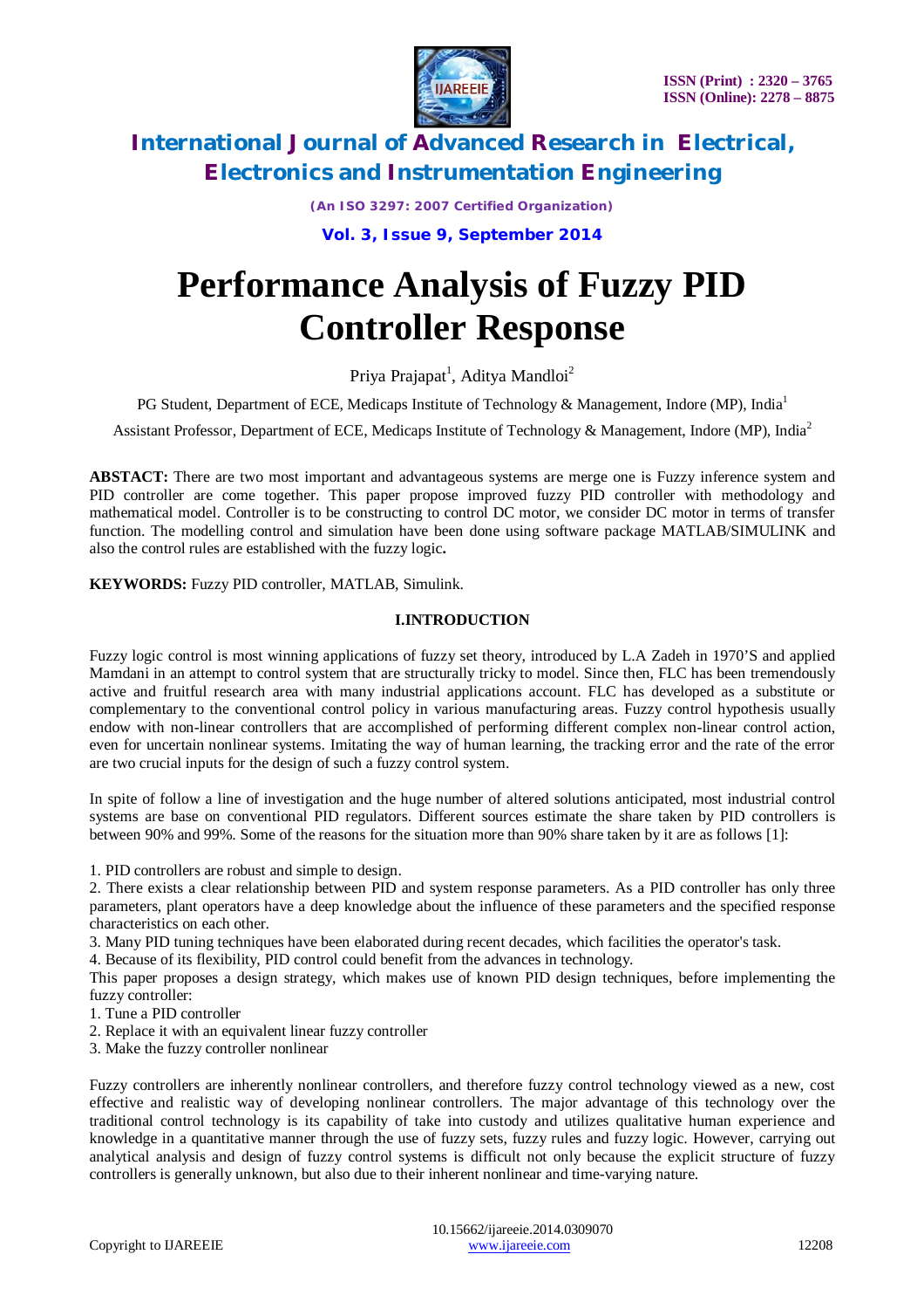# Performance Analysis of Fuzzy PID Controller Response

Priya Prajapat[1], Aditya Mandloi[2]

PG Student, Department of ECE, Medicaps Institute of Technology & Management, Indore (MP), India[1]

Assistant Professor, Department of ECE, Medicaps Institute of Technology & Management, Indore (MP), India[2]

**ABSTACT:** There are two most important and advantageous systems are merge one is Fuzzy inference system and PID controller are come together. This paper propose improved fuzzy PID controller with methodology and mathematical model. Controller is to be constructing to control DC motor, we consider DC motor in terms of transfer function. The modelling control and simulation have been done using software package MATLAB/SIMULINK and also the control rules are established with the fuzzy logic**.**

**KEYWORDS:** Fuzzy PID controller, MATLAB, Simulink.

## I.INTRODUCTION

Fuzzy logic control is most winning applications of fuzzy set theory, introduced by L.A Zadeh in 1970'S and applied Mamdani in an attempt to control system that are structurally tricky to model. Since then, FLC has been tremendously active and fruitful research area with many industrial applications account. FLC has developed as a substitute or complementary to the conventional control policy in various manufacturing areas. Fuzzy control hypothesis usually endow with non-linear controllers that are accomplished of performing different complex non-linear control action, even for uncertain nonlinear systems. Imitating the way of human learning, the tracking error and the rate of the error are two crucial inputs for the design of such a fuzzy control system.

In spite of follow a line of investigation and the huge number of altered solutions anticipated, most industrial control systems are base on conventional PID regulators. Different sources estimate the share taken by PID controllers is between 90% and 99%. Some of the reasons for the situation more than 90% share taken by it are as follows [1]:

1. PID controllers are robust and simple to design.
2. There exists a clear relationship between PID and system response parameters. As a PID controller has only three parameters, plant operators have a deep knowledge about the influence of these parameters and the specified response characteristics on each other.
3. Many PID tuning techniques have been elaborated during recent decades, which facilities the operator's task.
4. Because of its flexibility, PID control could benefit from the advances in technology.

This paper proposes a design strategy, which makes use of known PID design techniques, before implementing the fuzzy controller:

1. Tune a PID controller
2. Replace it with an equivalent linear fuzzy controller
3. Make the fuzzy controller nonlinear

Fuzzy controllers are inherently nonlinear controllers, and therefore fuzzy control technology viewed as a new, cost effective and realistic way of developing nonlinear controllers. The major advantage of this technology over the traditional control technology is its capability of take into custody and utilizes qualitative human experience and knowledge in a quantitative manner through the use of fuzzy sets, fuzzy rules and fuzzy logic. However, carrying out analytical analysis and design of fuzzy control systems is difficult not only because the explicit structure of fuzzy controllers is generally unknown, but also due to their inherent nonlinear and time-varying nature.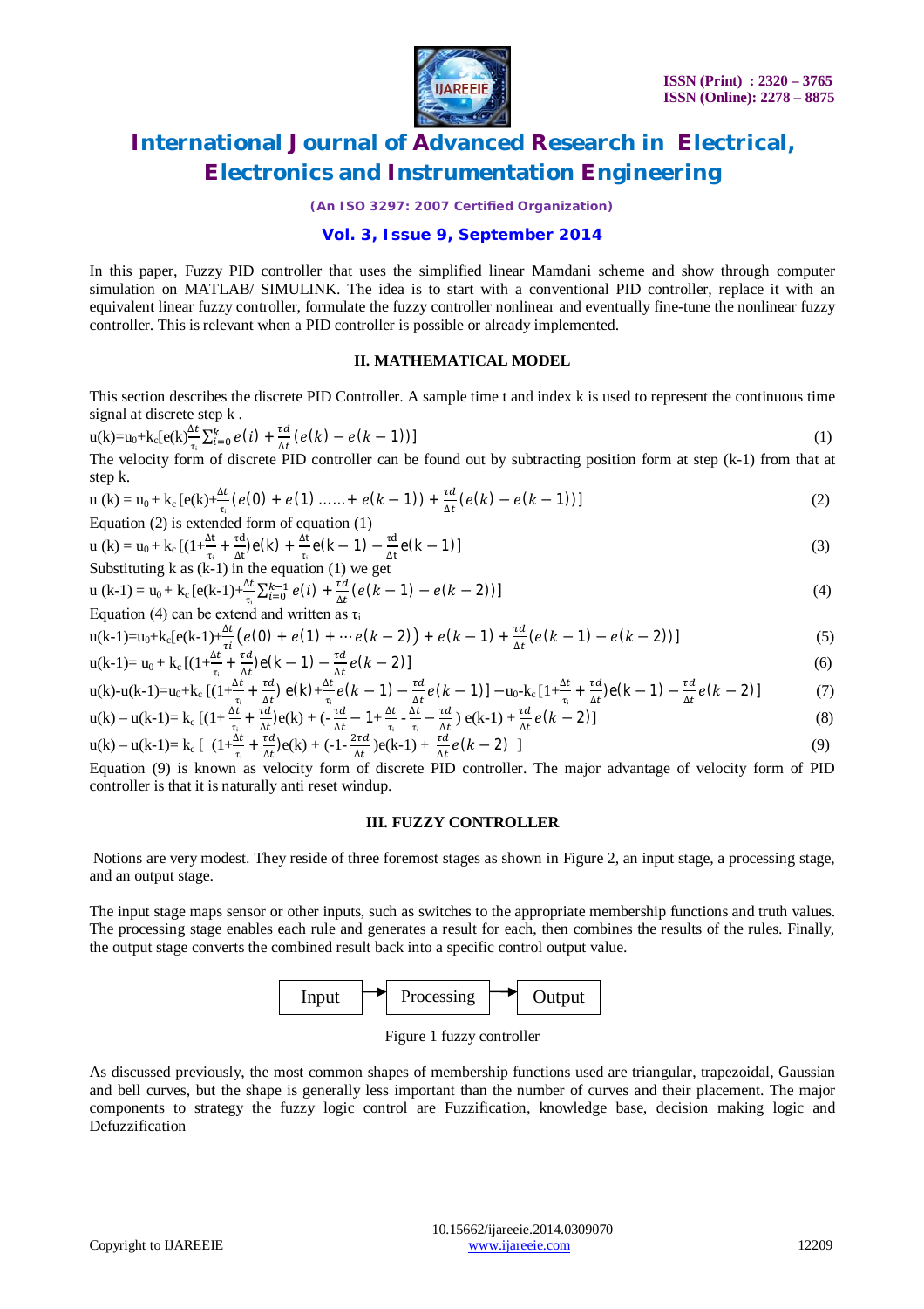In this paper, Fuzzy PID controller that uses the simplified linear Mamdani scheme and show through computer simulation on MATLAB/ SIMULINK. The idea is to start with a conventional PID controller, replace it with an equivalent linear fuzzy controller, formulate the fuzzy controller nonlinear and eventually fine-tune the nonlinear fuzzy controller. This is relevant when a PID controller is possible or already implemented.

## II. MATHEMATICAL MODEL

This section describes the discrete PID Controller. A sample time t and index k is used to represent the continuous time signal at discrete step k .

$$u(k)=u_0+k_c[e(k)\frac{\Delta t}{\tau_i}\sum_{i=0}^{k} e(i) + \frac{\tau d}{\Delta t}(e(k)-e(k-1))] \quad (1)$$

The velocity form of discrete PID controller can be found out by subtracting position form at step (k-1) from that at step k.

$$u(k) = u_0 + k_c[e(k)+\frac{\Delta t}{\tau_i}(e(0)+e(1) \ldots\ldots + e(k-1)) + \frac{\tau d}{\Delta t}(e(k)-e(k-1))] \quad (2)$$

Equation (2) is extended form of equation (1)

$$u(k) = u_0 + k_c[(1+\frac{\Delta t}{\tau_i}+\frac{\tau d}{\Delta t})e(k) + \frac{\Delta t}{\tau_i}e(k-1) - \frac{\tau d}{\Delta t}e(k-1)] \quad (3)$$

Substituting k as (k-1) in the equation (1) we get

$$u(k\text{-}1) = u_0 + k_c[e(k\text{-}1)+\frac{\Delta t}{\tau_i}\sum_{i=0}^{k-1} e(i) + \frac{\tau d}{\Delta t}(e(k-1)-e(k-2))] \quad (4)$$

Equation (4) can be extend and written as $\tau_i$

$$u(k\text{-}1)=u_0+k_c[e(k\text{-}1)+\frac{\Delta t}{\tau i}(e(0)+e(1)+\cdots e(k-2)) + e(k-1) + \frac{\tau d}{\Delta t}(e(k-1)-e(k-2))] \quad (5)$$

$$u(k\text{-}1)= u_0 + k_c[(1+\frac{\Delta t}{\tau_i}+\frac{\tau d}{\Delta t})e(k-1) - \frac{\tau d}{\Delta t}e(k-2)] \quad (6)$$

$$u(k)\text{-}u(k\text{-}1)=u_0+k_c[(1+\frac{\Delta t}{\tau_i}+\frac{\tau d}{\Delta t})e(k)+\frac{\Delta t}{\tau_i}e(k-1) - \frac{\tau d}{\Delta t}e(k-1)] - u_0\text{-}k_c[1+\frac{\Delta t}{\tau_i}+\frac{\tau d}{\Delta t})e(k-1) - \frac{\tau d}{\Delta t}e(k-2)] \quad (7)$$

$$u(k) - u(k\text{-}1)= k_c[(1+\frac{\Delta t}{\tau_i}+\frac{\tau d}{\Delta t})e(k) + (-\frac{\tau d}{\Delta t} - 1+\frac{\Delta t}{\tau_i} - \frac{\Delta t}{\tau_i} - \frac{\tau d}{\Delta t})\, e(k\text{-}1) + \frac{\tau d}{\Delta t}e(k-2)] \quad (8)$$

$$u(k) - u(k\text{-}1)= k_c[\ (1+\frac{\Delta t}{\tau_i}+\frac{\tau d}{\Delta t})e(k) + (-1-\frac{2\tau d}{\Delta t})e(k\text{-}1) + \frac{\tau d}{\Delta t}e(k-2)\ ] \quad (9)$$

Equation (9) is known as velocity form of discrete PID controller. The major advantage of velocity form of PID controller is that it is naturally anti reset windup.

## III. FUZZY CONTROLLER

Notions are very modest. They reside of three foremost stages as shown in Figure 2, an input stage, a processing stage, and an output stage.

The input stage maps sensor or other inputs, such as switches to the appropriate membership functions and truth values. The processing stage enables each rule and generates a result for each, then combines the results of the rules. Finally, the output stage converts the combined result back into a specific control output value.

Input → Processing → Output

Figure 1 fuzzy controller

As discussed previously, the most common shapes of membership functions used are triangular, trapezoidal, Gaussian and bell curves, but the shape is generally less important than the number of curves and their placement. The major components to strategy the fuzzy logic control are Fuzzification, knowledge base, decision making logic and Defuzzification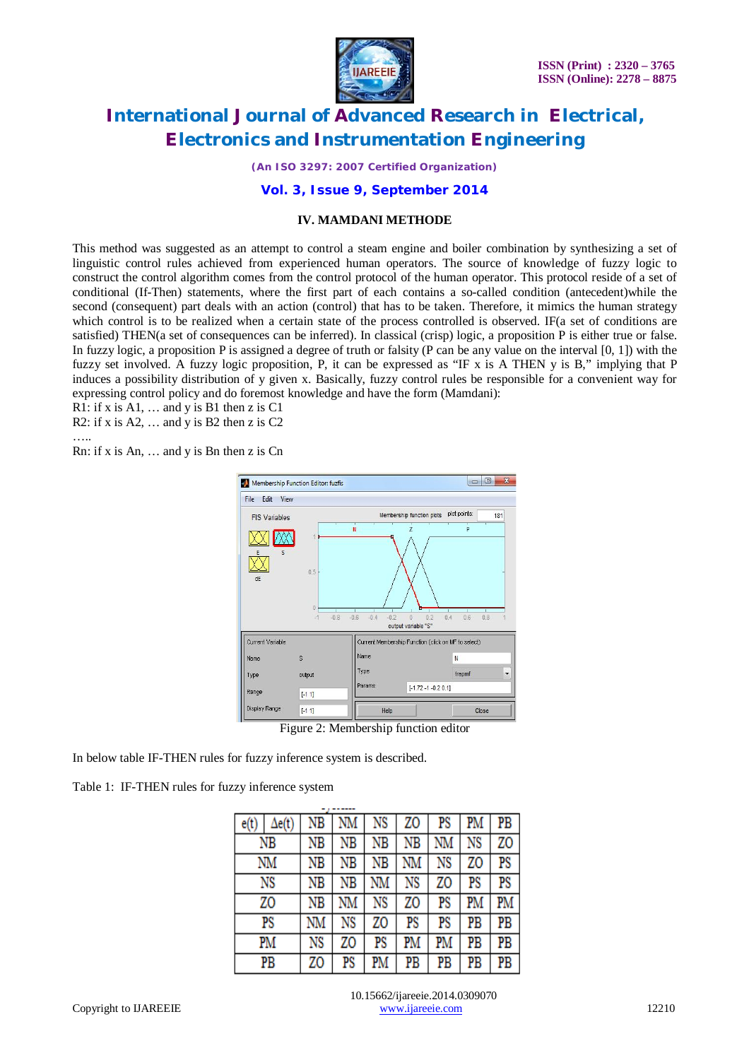## IV. MAMDANI METHODE

This method was suggested as an attempt to control a steam engine and boiler combination by synthesizing a set of linguistic control rules achieved from experienced human operators. The source of knowledge of fuzzy logic to construct the control algorithm comes from the control protocol of the human operator. This protocol reside of a set of conditional (If-Then) statements, where the first part of each contains a so-called condition (antecedent)while the second (consequent) part deals with an action (control) that has to be taken. Therefore, it mimics the human strategy which control is to be realized when a certain state of the process controlled is observed. IF(a set of conditions are satisfied) THEN(a set of consequences can be inferred). In classical (crisp) logic, a proposition P is either true or false. In fuzzy logic, a proposition P is assigned a degree of truth or falsity (P can be any value on the interval [0, 1]) with the fuzzy set involved. A fuzzy logic proposition, P, it can be expressed as "IF x is A THEN y is B," implying that P induces a possibility distribution of y given x. Basically, fuzzy control rules be responsible for a convenient way for expressing control policy and do foremost knowledge and have the form (Mamdani):

R1: if x is A1, … and y is B1 then z is C1
R2: if x is A2, … and y is B2 then z is C2
…..
Rn: if x is An, … and y is Bn then z is Cn

Figure 2: Membership function editor

In below table IF-THEN rules for fuzzy inference system is described.

Table 1: IF-THEN rules for fuzzy inference system

| e(t) \ Δe(t) | NB | NM | NS | ZO | PS | PM | PB |
|---|---|---|---|---|---|---|---|
| NB | NB | NB | NB | NB | NM | NS | ZO |
| NM | NB | NB | NB | NM | NS | ZO | PS |
| NS | NB | NB | NM | NS | ZO | PS | PS |
| ZO | NB | NM | NS | ZO | PS | PM | PM |
| PS | NM | NS | ZO | PS | PS | PB | PB |
| PM | NS | ZO | PS | PM | PM | PB | PB |
| PB | ZO | PS | PM | PB | PB | PB | PB |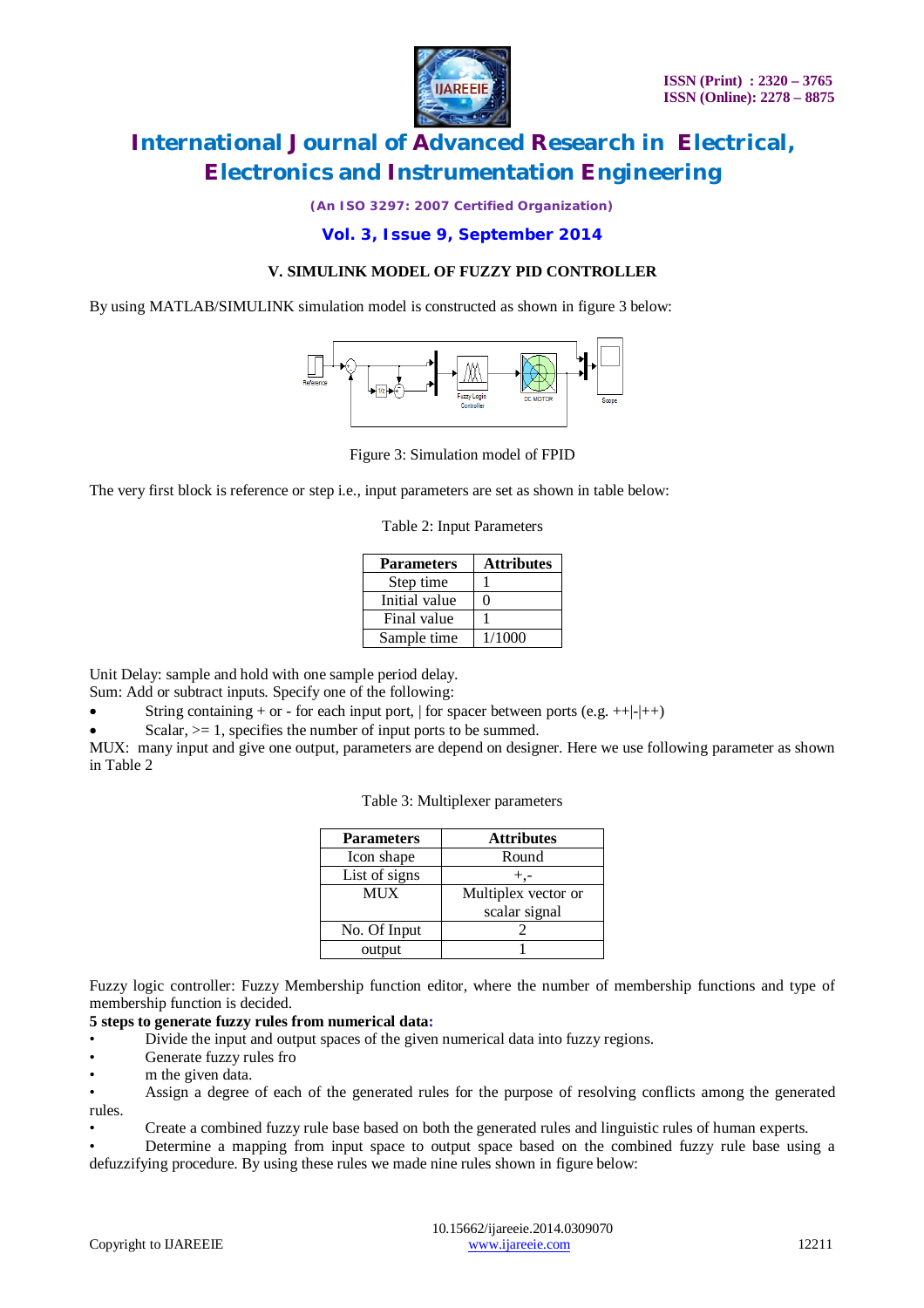### V. SIMULINK MODEL OF FUZZY PID CONTROLLER

By using MATLAB/SIMULINK simulation model is constructed as shown in figure 3 below:

Figure 3: Simulation model of FPID

The very first block is reference or step i.e., input parameters are set as shown in table below:

Table 2: Input Parameters

| Parameters | Attributes |
|---|---|
| Step time | 1 |
| Initial value | 0 |
| Final value | 1 |
| Sample time | 1/1000 |

Unit Delay: sample and hold with one sample period delay.
Sum: Add or subtract inputs. Specify one of the following:

- String containing + or - for each input port, | for spacer between ports (e.g. ++|-|++)
- Scalar, >= 1, specifies the number of input ports to be summed.

MUX: many input and give one output, parameters are depend on designer. Here we use following parameter as shown in Table 2

Table 3: Multiplexer parameters

| Parameters | Attributes |
|---|---|
| Icon shape | Round |
| List of signs | +,- |
| MUX | Multiplex vector or scalar signal |
| No. Of Input | 2 |
| output | 1 |

Fuzzy logic controller: Fuzzy Membership function editor, where the number of membership functions and type of membership function is decided.

**5 steps to generate fuzzy rules from numerical data:**

- Divide the input and output spaces of the given numerical data into fuzzy regions.
- Generate fuzzy rules fro
- m the given data.
- Assign a degree of each of the generated rules for the purpose of resolving conflicts among the generated rules.
- Create a combined fuzzy rule base based on both the generated rules and linguistic rules of human experts.
- Determine a mapping from input space to output space based on the combined fuzzy rule base using a defuzzifying procedure. By using these rules we made nine rules shown in figure below: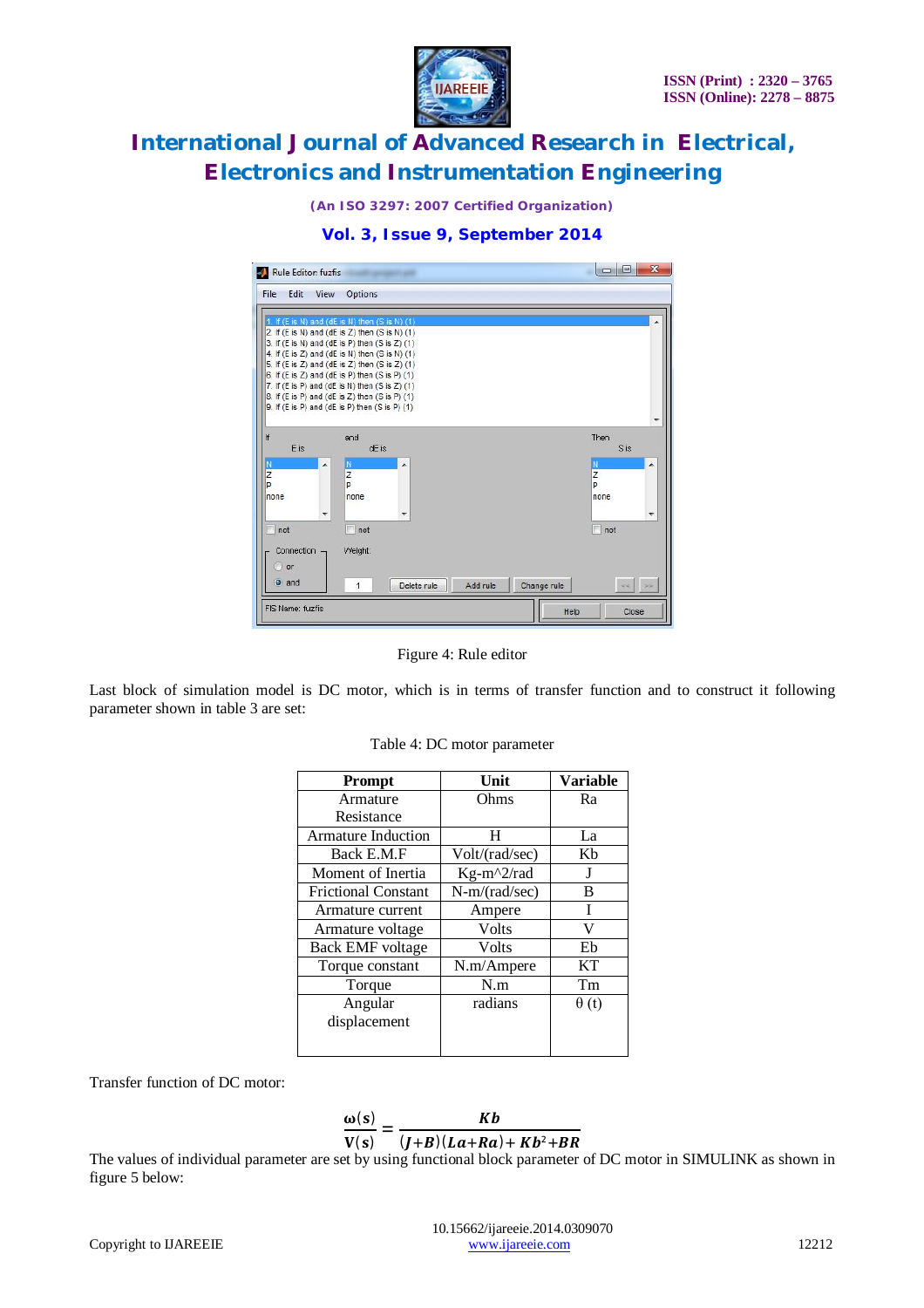Figure 4: Rule editor

Last block of simulation model is DC motor, which is in terms of transfer function and to construct it following parameter shown in table 3 are set:

Table 4: DC motor parameter

| Prompt | Unit | Variable |
|---|---|---|
| Armature Resistance | Ohms | Ra |
| Armature Induction | H | La |
| Back E.M.F | Volt/(rad/sec) | Kb |
| Moment of Inertia | Kg-m^2/rad | J |
| Frictional Constant | N-m/(rad/sec) | B |
| Armature current | Ampere | I |
| Armature voltage | Volts | V |
| Back EMF voltage | Volts | Eb |
| Torque constant | N.m/Ampere | KT |
| Torque | N.m | Tm |
| Angular displacement | radians | θ (t) |

Transfer function of DC motor:

$$\frac{\omega(s)}{V(s)} = \frac{Kb}{(J+B)(La+Ra)+Kb^2+BR}$$

The values of individual parameter are set by using functional block parameter of DC motor in SIMULINK as shown in figure 5 below: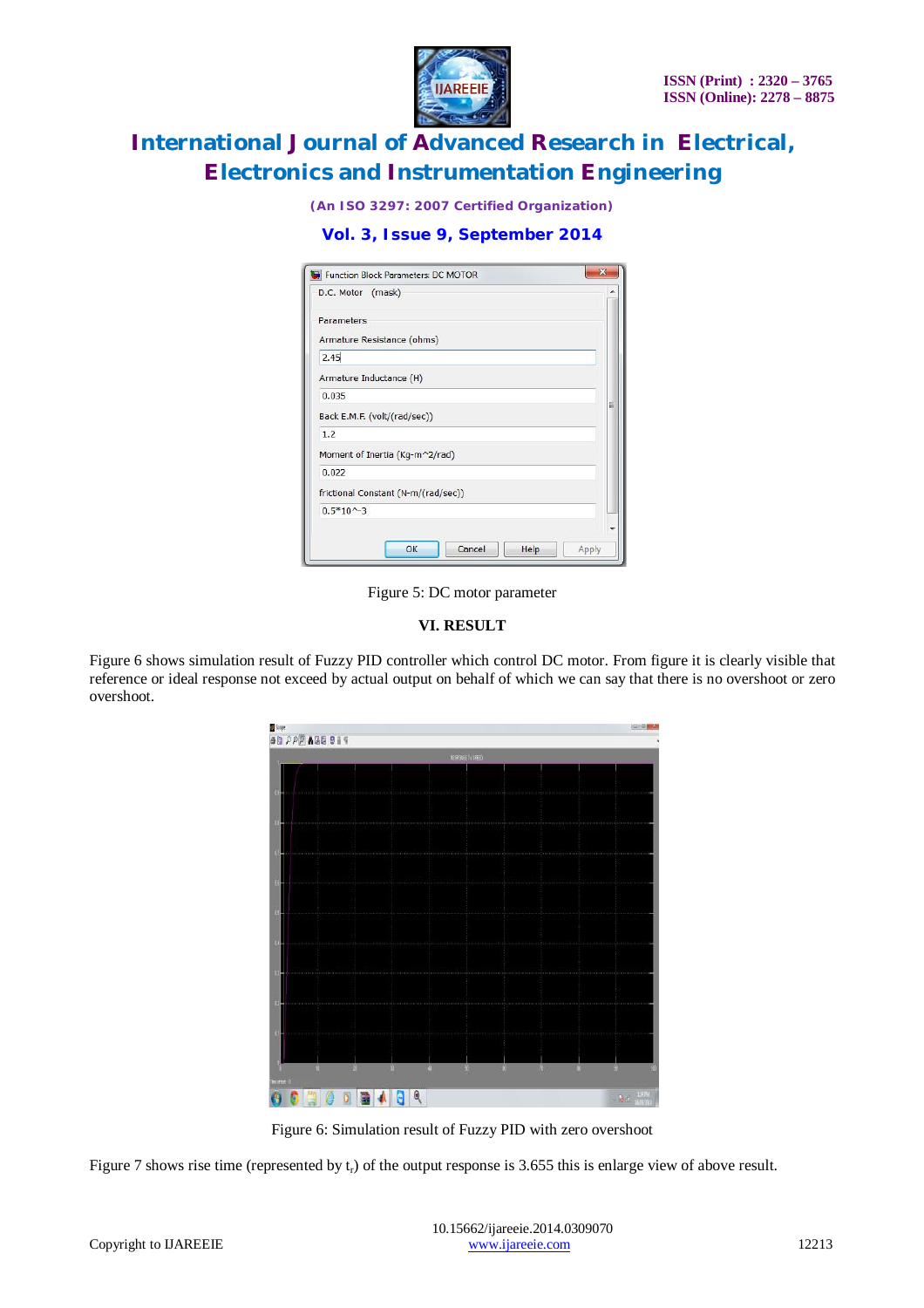Figure 5: DC motor parameter

## VI. RESULT

Figure 6 shows simulation result of Fuzzy PID controller which control DC motor. From figure it is clearly visible that reference or ideal response not exceed by actual output on behalf of which we can say that there is no overshoot or zero overshoot.

Figure 6: Simulation result of Fuzzy PID with zero overshoot

Figure 7 shows rise time (represented by $t_r$) of the output response is 3.655 this is enlarge view of above result.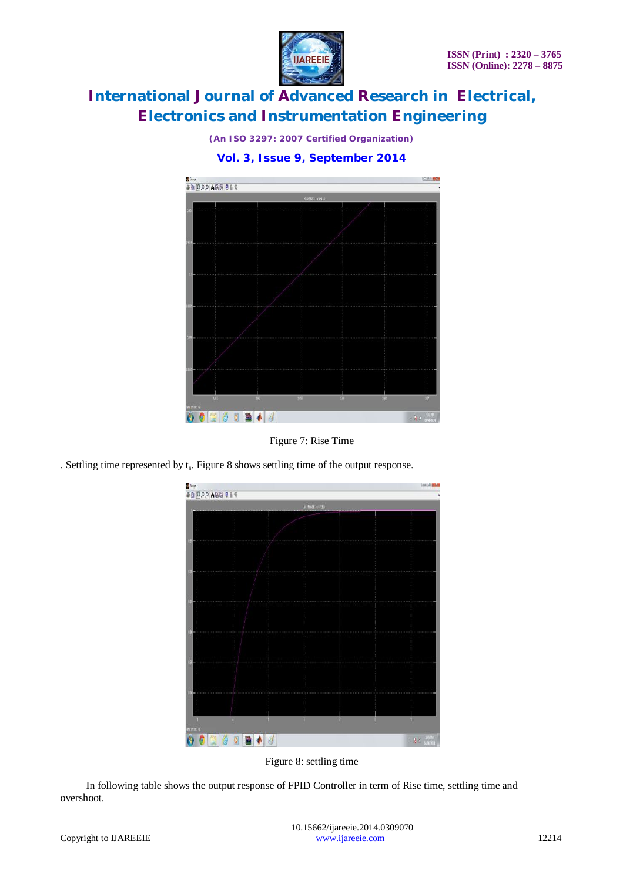Figure 7: Rise Time

. Settling time represented by $t_s$. Figure 8 shows settling time of the output response.

Figure 8: settling time

In following table shows the output response of FPID Controller in term of Rise time, settling time and overshoot.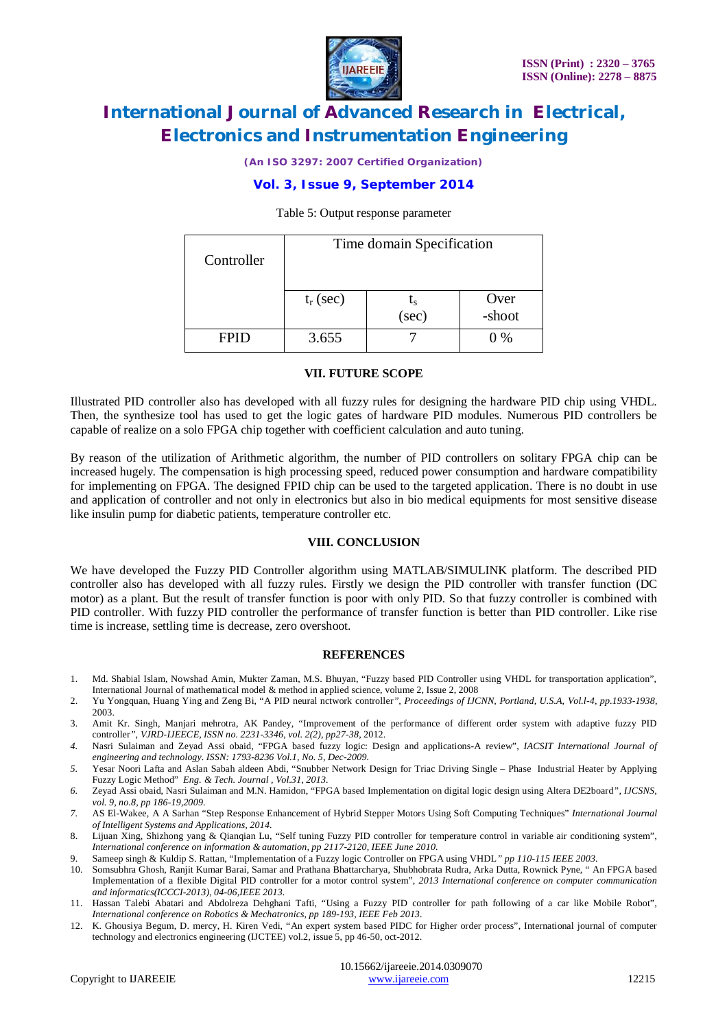Table 5: Output response parameter

| Controller | Time domain Specification | | |
|---|---|---|---|
| | $t_r$ (sec) | $t_s$ (sec) | Over -shoot |
| FPID | 3.655 | 7 | 0 % |

## VII. FUTURE SCOPE

Illustrated PID controller also has developed with all fuzzy rules for designing the hardware PID chip using VHDL. Then, the synthesize tool has used to get the logic gates of hardware PID modules. Numerous PID controllers be capable of realize on a solo FPGA chip together with coefficient calculation and auto tuning.

By reason of the utilization of Arithmetic algorithm, the number of PID controllers on solitary FPGA chip can be increased hugely. The compensation is high processing speed, reduced power consumption and hardware compatibility for implementing on FPGA. The designed FPID chip can be used to the targeted application. There is no doubt in use and application of controller and not only in electronics but also in bio medical equipments for most sensitive disease like insulin pump for diabetic patients, temperature controller etc.

## VIII. CONCLUSION

We have developed the Fuzzy PID Controller algorithm using MATLAB/SIMULINK platform. The described PID controller also has developed with all fuzzy rules. Firstly we design the PID controller with transfer function (DC motor) as a plant. But the result of transfer function is poor with only PID. So that fuzzy controller is combined with PID controller. With fuzzy PID controller the performance of transfer function is better than PID controller. Like rise time is increase, settling time is decrease, zero overshoot.

## REFERENCES

1. Md. Shabial Islam, Nowshad Amin, Mukter Zaman, M.S. Bhuyan, "Fuzzy based PID Controller using VHDL for transportation application", International Journal of mathematical model & method in applied science, volume 2, Issue 2, 2008
2. Yu Yongquan, Huang Ying and Zeng Bi, "A PID neural nctwork controller", *Proceedings of IJCNN, Portland, U.S.A, Vol.l-4, pp.1933-1938*, 2003.
3. Amit Kr. Singh, Manjari mehrotra, AK Pandey, "Improvement of the performance of different order system with adaptive fuzzy PID controller", *VJRD-IJEECE, ISSN no. 2231-3346, vol. 2(2), pp27-38*, 2012.
4. Nasri Sulaiman and Zeyad Assi obaid, "FPGA based fuzzy logic: Design and applications-A review", *IACSIT International Journal of engineering and technology. ISSN: 1793-8236 Vol.1, No. 5, Dec-2009.*
5. Yesar Noori Lafta and Aslan Sabah aldeen Abdi, "Snubber Network Design for Triac Driving Single – Phase Industrial Heater by Applying Fuzzy Logic Method" *Eng. & Tech. Journal , Vol.31, 2013.*
6. Zeyad Assi obaid, Nasri Sulaiman and M.N. Hamidon, "FPGA based Implementation on digital logic design using Altera DE2board", *IJCSNS, vol. 9, no.8, pp 186-19,2009.*
7. AS El-Wakee, A A Sarhan "Step Response Enhancement of Hybrid Stepper Motors Using Soft Computing Techniques" *International Journal of Intelligent Systems and Applications, 2014.*
8. Lijuan Xing, Shizhong yang & Qianqian Lu, "Self tuning Fuzzy PID controller for temperature control in variable air conditioning system", *International conference on information & automation, pp 2117-2120, IEEE June 2010.*
9. Sameep singh & Kuldip S. Rattan, "Implementation of a Fuzzy logic Controller on FPGA using VHDL" *pp 110-115 IEEE 2003.*
10. Somsubhra Ghosh, Ranjit Kumar Barai, Samar and Prathana Bhattarcharya, Shubhobrata Rudra, Arka Dutta, Rownick Pyne, " An FPGA based Implementation of a flexible Digital PID controller for a motor control system", *2013 International conference on computer communication and informatics(ICCCI-2013), 04-06,IEEE 2013.*
11. Hassan Talebi Abatari and Abdolreza Dehghani Tafti, "Using a Fuzzy PID controller for path following of a car like Mobile Robot", *International conference on Robotics & Mechatronics, pp 189-193, IEEE Feb 2013.*
12. K. Ghousiya Begum, D. mercy, H. Kiren Vedi, "An expert system based PIDC for Higher order process", International journal of computer technology and electronics engineering (IJCTEE) vol.2, issue 5, pp 46-50, oct-2012.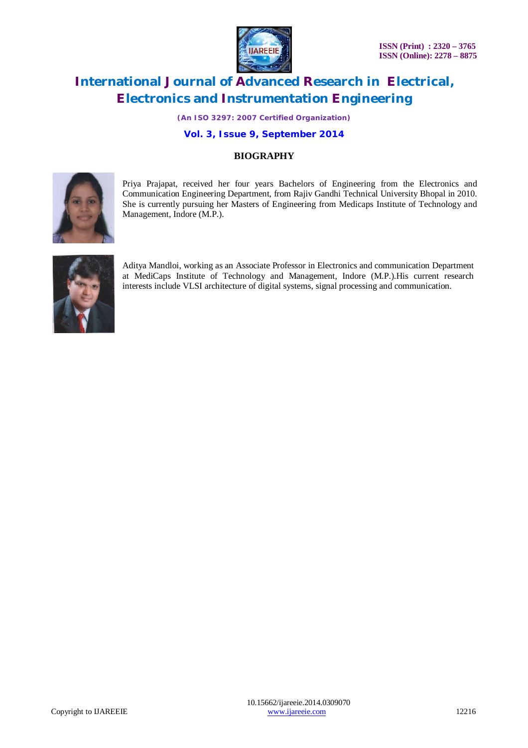## BIOGRAPHY

Priya Prajapat, received her four years Bachelors of Engineering from the Electronics and Communication Engineering Department, from Rajiv Gandhi Technical University Bhopal in 2010. She is currently pursuing her Masters of Engineering from Medicaps Institute of Technology and Management, Indore (M.P.).

Aditya Mandloi, working as an Associate Professor in Electronics and communication Department at MediCaps Institute of Technology and Management, Indore (M.P.).His current research interests include VLSI architecture of digital systems, signal processing and communication.